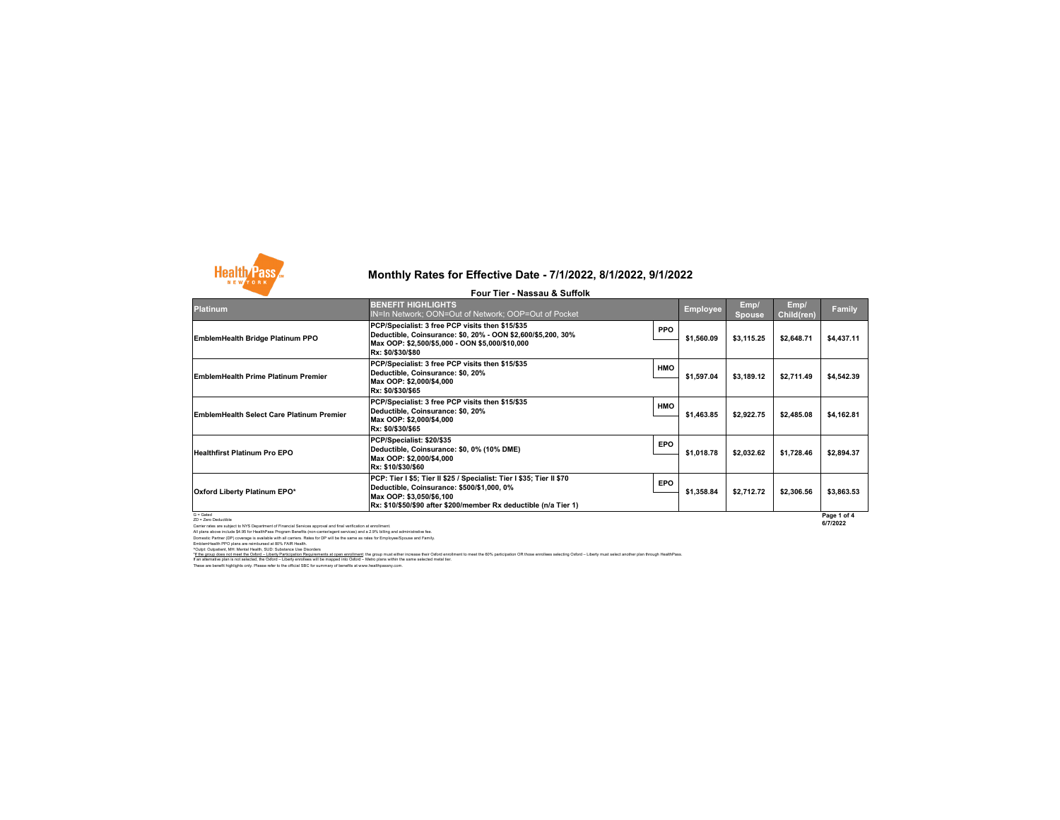# Monthly Rates for Effective Date - 7/1/2022, 8/1/2022, 9/1/2022

## Four Tier - Nassau & Suffolk

| Platinum | BENEFIT HIGHLIGHTS IN=In Network; OON=Out of Network; OOP=Out of Pocket | | Employee | Emp/ Spouse | Emp/ Child(ren) | Family |
|---|---|---|---|---|---|---|
| EmblemHealth Bridge Platinum PPO | PCP/Specialist: 3 free PCP visits then $15/$35<br>Deductible, Coinsurance: $0, 20% - OON $2,600/$5,200, 30%<br>Max OOP: $2,500/$5,000 - OON $5,000/$10,000<br>Rx: $0/$30/$80 | PPO | $1,560.09 | $3,115.25 | $2,648.71 | $4,437.11 |
| EmblemHealth Prime Platinum Premier | PCP/Specialist: 3 free PCP visits then $15/$35<br>Deductible, Coinsurance: $0, 20%<br>Max OOP: $2,000/$4,000<br>Rx: $0/$30/$65 | HMO | $1,597.04 | $3,189.12 | $2,711.49 | $4,542.39 |
| EmblemHealth Select Care Platinum Premier | PCP/Specialist: 3 free PCP visits then $15/$35<br>Deductible, Coinsurance: $0, 20%<br>Max OOP: $2,000/$4,000<br>Rx: $0/$30/$65 | HMO | $1,463.85 | $2,922.75 | $2,485.08 | $4,162.81 |
| Healthfirst Platinum Pro EPO | PCP/Specialist: $20/$35<br>Deductible, Coinsurance: $0, 0% (10% DME)<br>Max OOP: $2,000/$4,000<br>Rx: $10/$30/$60 | EPO | $1,018.78 | $2,032.62 | $1,728.46 | $2,894.37 |
| Oxford Liberty Platinum EPO* | PCP: Tier I $5; Tier II $25 / Specialist: Tier I $35; Tier II $70<br>Deductible, Coinsurance: $500/$1,000, 0%<br>Max OOP: $3,050/$6,100<br>Rx: $10/$50/$90 after $200/member Rx deductible (n/a Tier 1) | EPO | $1,358.84 | $2,712.72 | $2,306.56 | $3,863.53 |

G = Gated
ZD = Zero Deductible
Carrier rates are subject to NYS Department of Financial Services approval and final verification at enrollment.
All plans above include $4.95 for HealthPass Program Benefits (non-carrier/agent services) and a 2.9% billing and administrative fee.
Domestic Partner (DP) coverage is available with all carriers. Rates for DP will be the same as rates for Employee/Spouse and Family.
EmblemHealth PPO plans are reimbursed at 80% FAIR Health.
*Outpt: Outpatient, MH: Mental Health, SUD: Substance Use Disorders
*If the group does not meet the Oxford – Liberty Participation Requirements at open enrollment: the group must either increase their Oxford enrollment to meet the 60% participation OR those enrollees selecting Oxford – Liberty must select another plan through HealthPass.
If an alternative plan is not selected, the Oxford – Liberty enrollees will be mapped into Oxford – Metro plans within the same selected metal tier.
These are benefit highlights only. Please refer to the official SBC for summary of benefits at www.healthpassny.com.

6/7/2022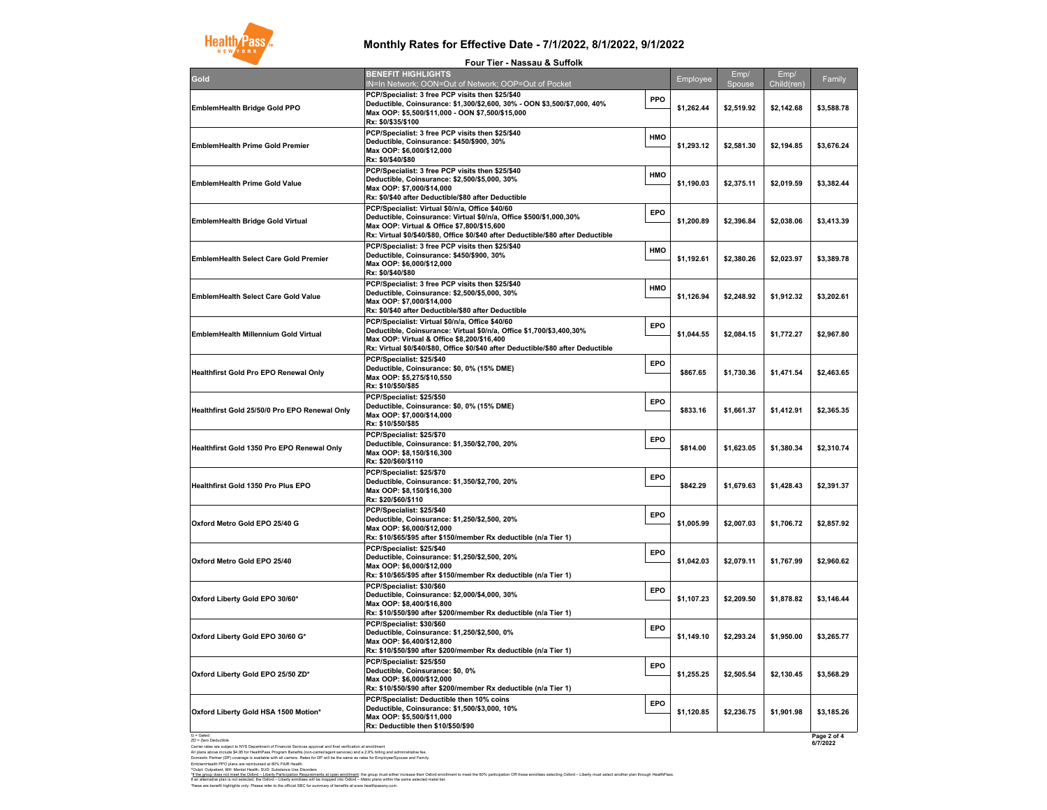## Monthly Rates for Effective Date - 7/1/2022, 8/1/2022, 9/1/2022

### Four Tier - Nassau & Suffolk

| Gold | BENEFIT HIGHLIGHTS IN=In Network; OON=Out of Network; OOP=Out of Pocket | | Employee | Emp/ Spouse | Emp/ Child(ren) | Family |
|---|---|---|---|---|---|---|
| EmblemHealth Bridge Gold PPO | PCP/Specialist: 3 free PCP visits then $25/$40<br>Deductible, Coinsurance: $1,300/$2,600, 30% - OON $3,500/$7,000, 40%<br>Max OOP: $5,500/$11,000 - OON $7,500/$15,000<br>Rx: $0/$35/$100 | PPO | $1,262.44 | $2,519.92 | $2,142.68 | $3,588.78 |
| EmblemHealth Prime Gold Premier | PCP/Specialist: 3 free PCP visits then $25/$40<br>Deductible, Coinsurance: $450/$900, 30%<br>Max OOP: $6,000/$12,000<br>Rx: $0/$40/$80 | HMO | $1,293.12 | $2,581.30 | $2,194.85 | $3,676.24 |
| EmblemHealth Prime Gold Value | PCP/Specialist: 3 free PCP visits then $25/$40<br>Deductible, Coinsurance: $2,500/$5,000, 30%<br>Max OOP: $7,000/$14,000<br>Rx: $0/$40 after Deductible/$80 after Deductible | HMO | $1,190.03 | $2,375.11 | $2,019.59 | $3,382.44 |
| EmblemHealth Bridge Gold Virtual | PCP/Specialist: Virtual $0/n/a, Office $40/60<br>Deductible, Coinsurance: Virtual $0/n/a, Office $500/$1,000,30%<br>Max OOP: Virtual & Office $7,800/$15,600<br>Rx: Virtual $0/$40/$80, Office $0/$40 after Deductible/$80 after Deductible | EPO | $1,200.89 | $2,396.84 | $2,038.06 | $3,413.39 |
| EmblemHealth Select Care Gold Premier | PCP/Specialist: 3 free PCP visits then $25/$40<br>Deductible, Coinsurance: $450/$900, 30%<br>Max OOP: $6,000/$12,000<br>Rx: $0/$40/$80 | HMO | $1,192.61 | $2,380.26 | $2,023.97 | $3,389.78 |
| EmblemHealth Select Care Gold Value | PCP/Specialist: 3 free PCP visits then $25/$40<br>Deductible, Coinsurance: $2,500/$5,000, 30%<br>Max OOP: $7,000/$14,000<br>Rx: $0/$40 after Deductible/$80 after Deductible | HMO | $1,126.94 | $2,248.92 | $1,912.32 | $3,202.61 |
| EmblemHealth Millennium Gold Virtual | PCP/Specialist: Virtual $0/n/a, Office $40/60<br>Deductible, Coinsurance: Virtual $0/n/a, Office $1,700/$3,400,30%<br>Max OOP: Virtual & Office $8,200/$16,400<br>Rx: Virtual $0/$40/$80, Office $0/$40 after Deductible/$80 after Deductible | EPO | $1,044.55 | $2,084.15 | $1,772.27 | $2,967.80 |
| Healthfirst Gold Pro EPO Renewal Only | PCP/Specialist: $25/$40<br>Deductible, Coinsurance: $0, 0% (15% DME)<br>Max OOP: $5,275/$10,550<br>Rx: $10/$50/$85 | EPO | $867.65 | $1,730.36 | $1,471.54 | $2,463.65 |
| Healthfirst Gold 25/50/0 Pro EPO Renewal Only | PCP/Specialist: $25/$50<br>Deductible, Coinsurance: $0, 0% (15% DME)<br>Max OOP: $7,000/$14,000<br>Rx: $10/$50/$85 | EPO | $833.16 | $1,661.37 | $1,412.91 | $2,365.35 |
| Healthfirst Gold 1350 Pro EPO Renewal Only | PCP/Specialist: $25/$70<br>Deductible, Coinsurance: $1,350/$2,700, 20%<br>Max OOP: $8,150/$16,300<br>Rx: $20/$60/$110 | EPO | $814.00 | $1,623.05 | $1,380.34 | $2,310.74 |
| Healthfirst Gold 1350 Pro Plus EPO | PCP/Specialist: $25/$70<br>Deductible, Coinsurance: $1,350/$2,700, 20%<br>Max OOP: $8,150/$16,300<br>Rx: $20/$60/$110 | EPO | $842.29 | $1,679.63 | $1,428.43 | $2,391.37 |
| Oxford Metro Gold EPO 25/40 G | PCP/Specialist: $25/$40<br>Deductible, Coinsurance: $1,250/$2,500, 20%<br>Max OOP: $6,000/$12,000<br>Rx: $10/$65/$95 after $150/member Rx deductible (n/a Tier 1) | EPO | $1,005.99 | $2,007.03 | $1,706.72 | $2,857.92 |
| Oxford Metro Gold EPO 25/40 | PCP/Specialist: $25/$40<br>Deductible, Coinsurance: $1,250/$2,500, 20%<br>Max OOP: $6,000/$12,000<br>Rx: $10/$65/$95 after $150/member Rx deductible (n/a Tier 1) | EPO | $1,042.03 | $2,079.11 | $1,767.99 | $2,960.62 |
| Oxford Liberty Gold EPO 30/60* | PCP/Specialist: $30/$60<br>Deductible, Coinsurance: $2,000/$4,000, 30%<br>Max OOP: $8,400/$16,800<br>Rx: $10/$50/$90 after $200/member Rx deductible (n/a Tier 1) | EPO | $1,107.23 | $2,209.50 | $1,878.82 | $3,146.44 |
| Oxford Liberty Gold EPO 30/60 G* | PCP/Specialist: $30/$60<br>Deductible, Coinsurance: $1,250/$2,500, 0%<br>Max OOP: $6,400/$12,800<br>Rx: $10/$50/$90 after $200/member Rx deductible (n/a Tier 1) | EPO | $1,149.10 | $2,293.24 | $1,950.00 | $3,265.77 |
| Oxford Liberty Gold EPO 25/50 ZD* | PCP/Specialist: $25/$50<br>Deductible, Coinsurance: $0, 0%<br>Max OOP: $6,000/$12,000<br>Rx: $10/$50/$90 after $200/member Rx deductible (n/a Tier 1) | EPO | $1,255.25 | $2,505.54 | $2,130.45 | $3,568.29 |
| Oxford Liberty Gold HSA 1500 Motion* | PCP/Specialist: Deductible then 10% coins<br>Deductible, Coinsurance: $1,500/$3,000, 10%<br>Max OOP: $5,500/$11,000<br>Rx: Deductible then $10/$50/$90 | EPO | $1,120.85 | $2,236.75 | $1,901.98 | $3,185.26 |

G = Gated
ZD = Zero Deductible
Carrier rates are subject to NYS Department of Financial Services approval and final verification at enrollment.
All plans above include $4.95 for HealthPass Program Benefits (non-carrier/agent services) and a 2.9% billing and administrative fee.
Domestic Partner (DP) coverage is available with all carriers. Rates for DP will be the same as rates for Employee/Spouse and Family.
EmblemHealth PPO plans are reimbursed at 80% FAIR Health.
*Outpt: Outpatient, MH: Mental Health, SUD: Substance Use Disorders
*If the group does not meet the Oxford – Liberty Participation Requirements at open enrollment: the group must either increase their Oxford enrollment to meet the 60% participation OR those enrollees selecting Oxford – Liberty must select another plan through HealthPass.
If an alternative plan is not selected, the Oxford – Liberty enrollees will be mapped into Oxford – Metro plans within the same selected metal tier.
These are benefit highlights only. Please refer to the official SBC for summary of benefits at www.healthpassny.com.

6/7/2022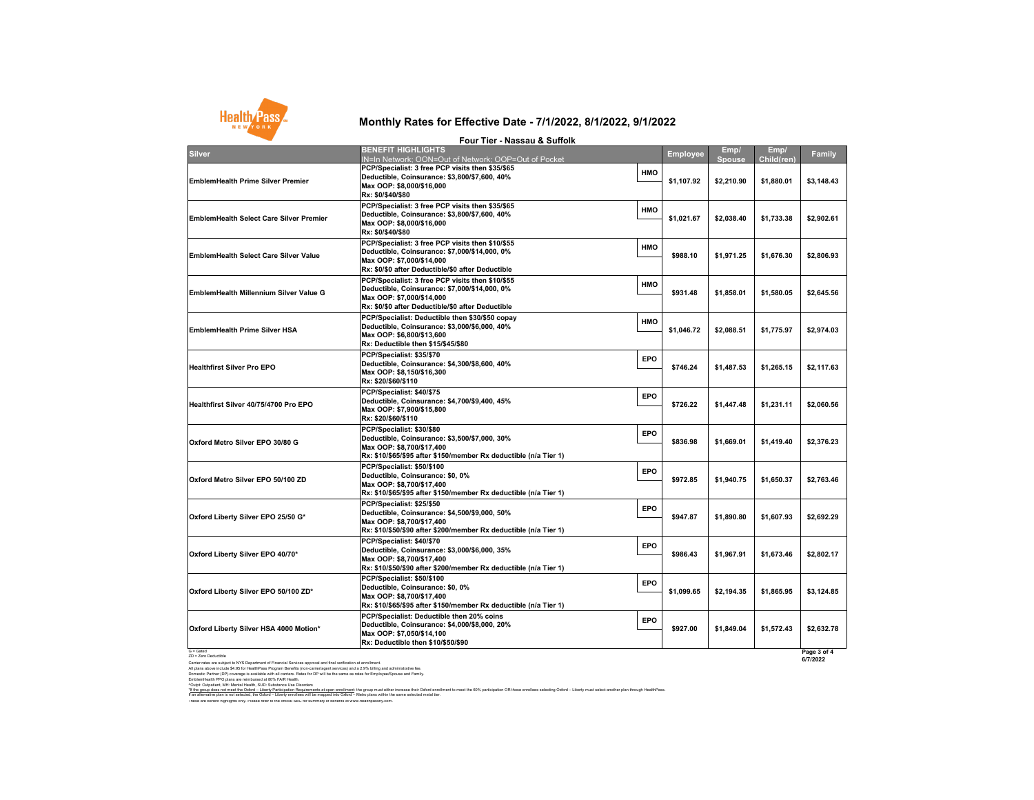# Monthly Rates for Effective Date - 7/1/2022, 8/1/2022, 9/1/2022

### Four Tier - Nassau & Suffolk

| Silver | BENEFIT HIGHLIGHTS<br>IN=In Network; OON=Out of Network; OOP=Out of Pocket | | Employee | Emp/ Spouse | Emp/ Child(ren) | Family |
|---|---|---|---|---|---|---|
| EmblemHealth Prime Silver Premier | PCP/Specialist: 3 free PCP visits then $35/$65<br>Deductible, Coinsurance: $3,800/$7,600, 40%<br>Max OOP: $8,000/$16,000<br>Rx: $0/$40/$80 | HMO | $1,107.92 | $2,210.90 | $1,880.01 | $3,148.43 |
| EmblemHealth Select Care Silver Premier | PCP/Specialist: 3 free PCP visits then $35/$65<br>Deductible, Coinsurance: $3,800/$7,600, 40%<br>Max OOP: $8,000/$16,000<br>Rx: $0/$40/$80 | HMO | $1,021.67 | $2,038.40 | $1,733.38 | $2,902.61 |
| EmblemHealth Select Care Silver Value | PCP/Specialist: 3 free PCP visits then $10/$55<br>Deductible, Coinsurance: $7,000/$14,000, 0%<br>Max OOP: $7,000/$14,000<br>Rx: $0/$0 after Deductible/$0 after Deductible | HMO | $988.10 | $1,971.25 | $1,676.30 | $2,806.93 |
| EmblemHealth Millennium Silver Value G | PCP/Specialist: 3 free PCP visits then $10/$55<br>Deductible, Coinsurance: $7,000/$14,000, 0%<br>Max OOP: $7,000/$14,000<br>Rx: $0/$0 after Deductible/$0 after Deductible | HMO | $931.48 | $1,858.01 | $1,580.05 | $2,645.56 |
| EmblemHealth Prime Silver HSA | PCP/Specialist: Deductible then $30/$50 copay<br>Deductible, Coinsurance: $3,000/$6,000, 40%<br>Max OOP: $6,800/$13,600<br>Rx: Deductible then $15/$45/$80 | HMO | $1,046.72 | $2,088.51 | $1,775.97 | $2,974.03 |
| Healthfirst Silver Pro EPO | PCP/Specialist: $35/$70<br>Deductible, Coinsurance: $4,300/$8,600, 40%<br>Max OOP: $8,150/$16,300<br>Rx: $20/$60/$110 | EPO | $746.24 | $1,487.53 | $1,265.15 | $2,117.63 |
| Healthfirst Silver 40/75/4700 Pro EPO | PCP/Specialist: $40/$75<br>Deductible, Coinsurance: $4,700/$9,400, 45%<br>Max OOP: $7,900/$15,800<br>Rx: $20/$60/$110 | EPO | $726.22 | $1,447.48 | $1,231.11 | $2,060.56 |
| Oxford Metro Silver EPO 30/80 G | PCP/Specialist: $30/$80<br>Deductible, Coinsurance: $3,500/$7,000, 30%<br>Max OOP: $8,700/$17,400<br>Rx: $10/$65/$95 after $150/member Rx deductible (n/a Tier 1) | EPO | $836.98 | $1,669.01 | $1,419.40 | $2,376.23 |
| Oxford Metro Silver EPO 50/100 ZD | PCP/Specialist: $50/$100<br>Deductible, Coinsurance: $0, 0%<br>Max OOP: $8,700/$17,400<br>Rx: $10/$65/$95 after $150/member Rx deductible (n/a Tier 1) | EPO | $972.85 | $1,940.75 | $1,650.37 | $2,763.46 |
| Oxford Liberty Silver EPO 25/50 G* | PCP/Specialist: $25/$50<br>Deductible, Coinsurance: $4,500/$9,000, 50%<br>Max OOP: $8,700/$17,400<br>Rx: $10/$50/$90 after $200/member Rx deductible (n/a Tier 1) | EPO | $947.87 | $1,890.80 | $1,607.93 | $2,692.29 |
| Oxford Liberty Silver EPO 40/70* | PCP/Specialist: $40/$70<br>Deductible, Coinsurance: $3,000/$6,000, 35%<br>Max OOP: $8,700/$17,400<br>Rx: $10/$50/$90 after $200/member Rx deductible (n/a Tier 1) | EPO | $986.43 | $1,967.91 | $1,673.46 | $2,802.17 |
| Oxford Liberty Silver EPO 50/100 ZD* | PCP/Specialist: $50/$100<br>Deductible, Coinsurance: $0, 0%<br>Max OOP: $8,700/$17,400<br>Rx: $10/$65/$95 after $150/member Rx deductible (n/a Tier 1) | EPO | $1,099.65 | $2,194.35 | $1,865.95 | $3,124.85 |
| Oxford Liberty Silver HSA 4000 Motion* | PCP/Specialist: Deductible then 20% coins<br>Deductible, Coinsurance: $4,000/$8,000, 20%<br>Max OOP: $7,050/$14,100<br>Rx: Deductible then $10/$50/$90 | EPO | $927.00 | $1,849.04 | $1,572.43 | $2,632.78 |

G = Gated
ZD = Zero Deductible

6/7/2022

Carrier rates are subject to NYS Department of Financial Services approval and final verification at enrollment.
All plans above include $4.95 for HealthPass Program Benefits (non-carrier/agent services) and a 2.9% billing and administrative fee.
Domestic Partner (DP) coverage is available with all carriers. Rates for DP will be the same as rates for Employee/Spouse and Family.
EmblemHealth PPO plans are reimbursed at 80% FAIR Health.
*Outpt: Outpatient, MH: Mental Health, SUD: Substance Use Disorders
*If the group does not meet the Oxford – Liberty Participation Requirements at open enrollment the group must either increase their Oxford enrollment to meet the 60% participation OR those enrollees selecting Oxford – Liberty must select another plan through HealthPass.
If an alternative plan is not selected, the Oxford – Liberty enrollees will be mapped into Oxford – Metro plans within the same selected metal tier.
These are benefit highlights only. Please refer to the official SBC for summary of benefits at www.healthpassny.com.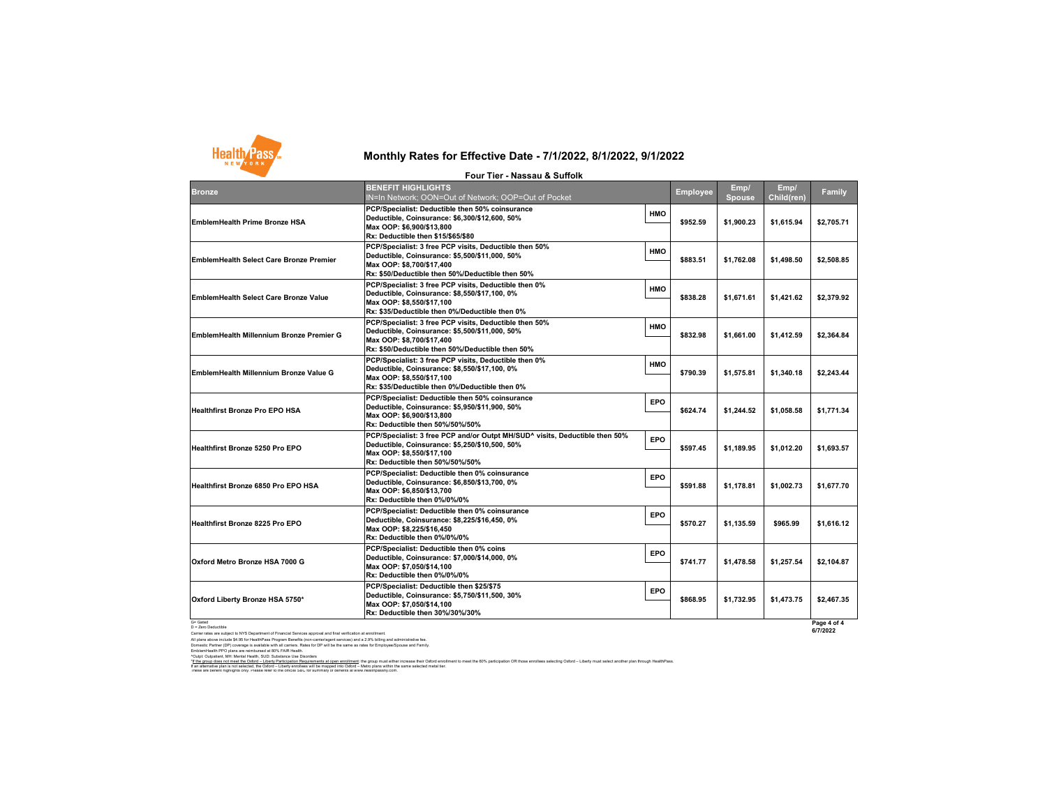# Monthly Rates for Effective Date - 7/1/2022, 8/1/2022, 9/1/2022

## Four Tier - Nassau & Suffolk

| Bronze | BENEFIT HIGHLIGHTS IN=In Network; OON=Out of Network; OOP=Out of Pocket | | Employee | Emp/ Spouse | Emp/ Child(ren) | Family |
|---|---|---|---|---|---|---|
| EmblemHealth Prime Bronze HSA | PCP/Specialist: Deductible then 50% coinsurance<br>Deductible, Coinsurance: $6,300/$12,600, 50%<br>Max OOP: $6,900/$13,800<br>Rx: Deductible then $15/$65/$80 | HMO | $952.59 | $1,900.23 | $1,615.94 | $2,705.71 |
| EmblemHealth Select Care Bronze Premier | PCP/Specialist: 3 free PCP visits, Deductible then 50%<br>Deductible, Coinsurance: $5,500/$11,000, 50%<br>Max OOP: $8,700/$17,400<br>Rx: $50/Deductible then 50%/Deductible then 50% | HMO | $883.51 | $1,762.08 | $1,498.50 | $2,508.85 |
| EmblemHealth Select Care Bronze Value | PCP/Specialist: 3 free PCP visits, Deductible then 0%<br>Deductible, Coinsurance: $8,550/$17,100, 0%<br>Max OOP: $8,550/$17,100<br>Rx: $35/Deductible then 0%/Deductible then 0% | HMO | $838.28 | $1,671.61 | $1,421.62 | $2,379.92 |
| EmblemHealth Millennium Bronze Premier G | PCP/Specialist: 3 free PCP visits, Deductible then 50%<br>Deductible, Coinsurance: $5,500/$11,000, 50%<br>Max OOP: $8,700/$17,400<br>Rx: $50/Deductible then 50%/Deductible then 50% | HMO | $832.98 | $1,661.00 | $1,412.59 | $2,364.84 |
| EmblemHealth Millennium Bronze Value G | PCP/Specialist: 3 free PCP visits, Deductible then 0%<br>Deductible, Coinsurance: $8,550/$17,100, 0%<br>Max OOP: $8,550/$17,100<br>Rx: $35/Deductible then 0%/Deductible then 0% | HMO | $790.39 | $1,575.81 | $1,340.18 | $2,243.44 |
| Healthfirst Bronze Pro EPO HSA | PCP/Specialist: Deductible then 50% coinsurance<br>Deductible, Coinsurance: $5,950/$11,900, 50%<br>Max OOP: $6,900/$13,800<br>Rx: Deductible then 50%/50%/50% | EPO | $624.74 | $1,244.52 | $1,058.58 | $1,771.34 |
| Healthfirst Bronze 5250 Pro EPO | PCP/Specialist: 3 free PCP and/or Outpt MH/SUD^ visits, Deductible then 50%<br>Deductible, Coinsurance: $5,250/$10,500, 50%<br>Max OOP: $8,550/$17,100<br>Rx: Deductible then 50%/50%/50% | EPO | $597.45 | $1,189.95 | $1,012.20 | $1,693.57 |
| Healthfirst Bronze 6850 Pro EPO HSA | PCP/Specialist: Deductible then 0% coinsurance<br>Deductible, Coinsurance: $6,850/$13,700, 0%<br>Max OOP: $6,850/$13,700<br>Rx: Deductible then 0%/0%/0% | EPO | $591.88 | $1,178.81 | $1,002.73 | $1,677.70 |
| Healthfirst Bronze 8225 Pro EPO | PCP/Specialist: Deductible then 0% coinsurance<br>Deductible, Coinsurance: $8,225/$16,450, 0%<br>Max OOP: $8,225/$16,450<br>Rx: Deductible then 0%/0%/0% | EPO | $570.27 | $1,135.59 | $965.99 | $1,616.12 |
| Oxford Metro Bronze HSA 7000 G | PCP/Specialist: Deductible then 0% coins<br>Deductible, Coinsurance: $7,000/$14,000, 0%<br>Max OOP: $7,050/$14,100<br>Rx: Deductible then 0%/0%/0% | EPO | $741.77 | $1,478.58 | $1,257.54 | $2,104.87 |
| Oxford Liberty Bronze HSA 5750* | PCP/Specialist: Deductible then $25/$75<br>Deductible, Coinsurance: $5,750/$11,500, 30%<br>Max OOP: $7,050/$14,100<br>Rx: Deductible then 30%/30%/30% | EPO | $868.95 | $1,732.95 | $1,473.75 | $2,467.35 |

G= Gated
D = Zero Deductible
Carrier rates are subject to NYS Department of Financial Services approval and final verification at enrollment.
All plans above include $4.95 for HealthPass Program Benefits (non-carrier/agent services) and a 2.9% billing and administrative fee.
Domestic Partner (DP) coverage is available with all carriers. Rates for DP will be the same as rates for Employee/Spouse and Family.
EmblemHealth PPO plans are reimbursed at 80% FAIR Health.
^Outpt: Outpatient, MH: Mental Health, SUD: Substance Use Disorders
*If the group does not meet the Oxford – Liberty Participation Requirements at open enrollment: the group must either increase their Oxford enrollment to meet the 60% participation OR those enrollees selecting Oxford – Liberty must select another plan through HealthPass.
If an alternative plan is not selected, the Oxford – Liberty enrollees will be mapped into Oxford – Metro plans within the same selected metal tier.
These are benefit highlights only. Please refer to the official SBC for summary of benefits at www.healthpassny.com.

6/7/2022